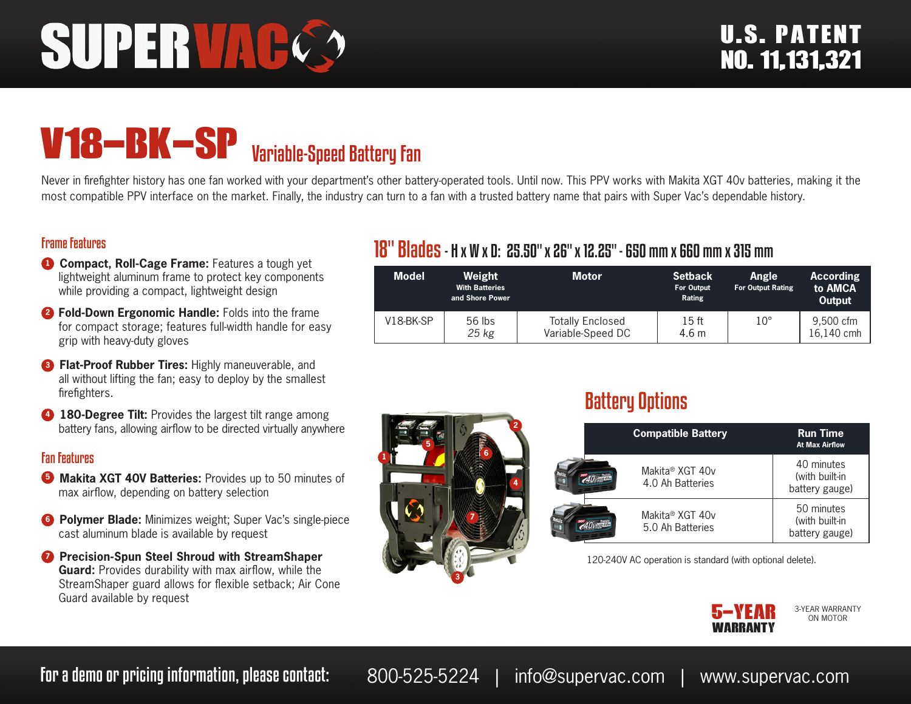# SUPERVAC

**U.S. PATENT NO. 11,131,321**

# V18–BK–SP Variable-Speed Battery Fan

Never in firefighter history has one fan worked with your department's other battery-operated tools. Until now. This PPV works with Makita XGT 40v batteries, making it the most compatible PPV interface on the market. Finally, the industry can turn to a fan with a trusted battery name that pairs with Super Vac's dependable history.

## Frame Features

1. **Compact, Roll-Cage Frame:** Features a tough yet lightweight aluminum frame to protect key components while providing a compact, lightweight design
2. **Fold-Down Ergonomic Handle:** Folds into the frame for compact storage; features full-width handle for easy grip with heavy-duty gloves
3. **Flat-Proof Rubber Tires:** Highly maneuverable, and all without lifting the fan; easy to deploy by the smallest firefighters.
4. **180-Degree Tilt:** Provides the largest tilt range among battery fans, allowing airflow to be directed virtually anywhere

## Fan Features

5. **Makita XGT 40V Batteries:** Provides up to 50 minutes of max airflow, depending on battery selection
6. **Polymer Blade:** Minimizes weight; Super Vac's single-piece cast aluminum blade is available by request
7. **Precision-Spun Steel Shroud with StreamShaper Guard:** Provides durability with max airflow, while the StreamShaper guard allows for flexible setback; Air Cone Guard available by request

## 18" Blades - H x W x D: 25.50" x 26" x 12.25" - 650 mm x 660 mm x 315 mm

| Model | Weight With Batteries and Shore Power | Motor | Setback For Output Rating | Angle For Output Rating | According to AMCA Output |
|---|---|---|---|---|---|
| V18-BK-SP | 56 lbs *25 kg* | Totally Enclosed Variable-Speed DC | 15 ft 4.6 m | 10° | 9,500 cfm 16,140 cmh |

## Battery Options

| Compatible Battery | Run Time At Max Airflow |
|---|---|
| Makita® XGT 40v 4.0 Ah Batteries | 40 minutes (with built-in battery gauge) |
| Makita® XGT 40v 5.0 Ah Batteries | 50 minutes (with built-in battery gauge) |

120-240V AC operation is standard (with optional delete).

**5-YEAR WARRANTY** — 3-YEAR WARRANTY ON MOTOR

**For a demo or pricing information, please contact:** 800-525-5224 | info@supervac.com | www.supervac.com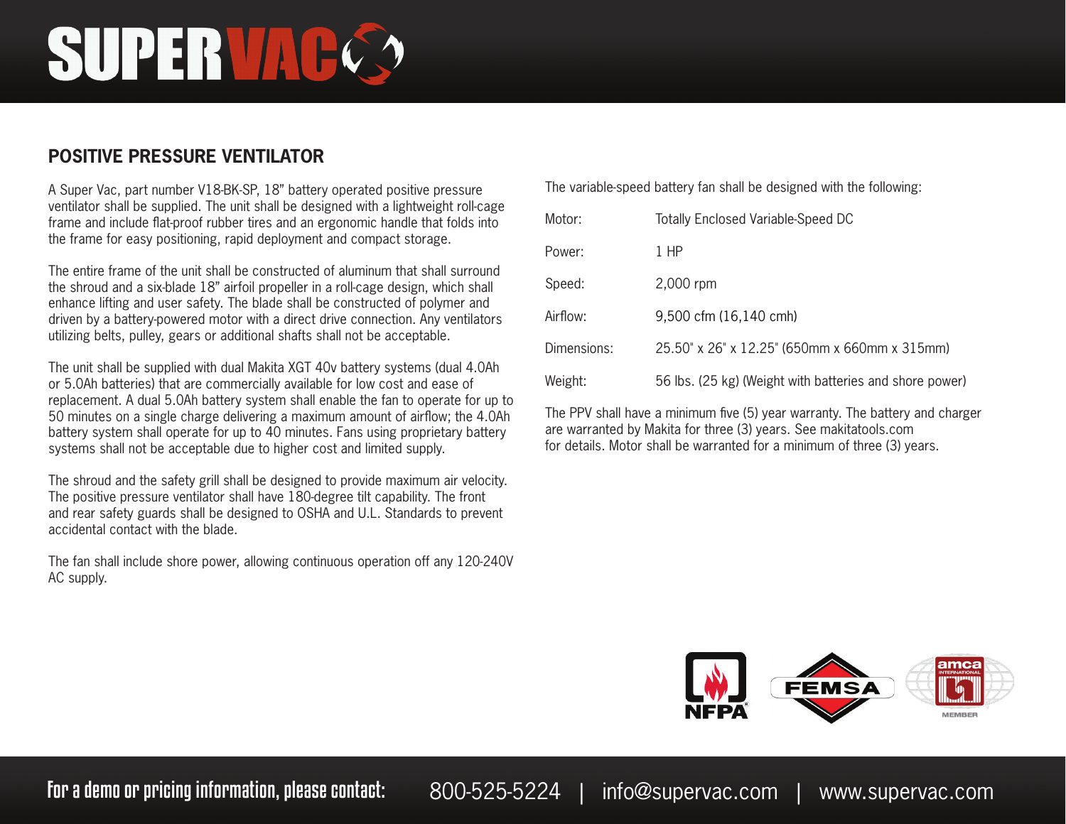# SUPER VAC

## POSITIVE PRESSURE VENTILATOR

A Super Vac, part number V18-BK-SP, 18" battery operated positive pressure ventilator shall be supplied. The unit shall be designed with a lightweight roll-cage frame and include flat-proof rubber tires and an ergonomic handle that folds into the frame for easy positioning, rapid deployment and compact storage.

The entire frame of the unit shall be constructed of aluminum that shall surround the shroud and a six-blade 18" airfoil propeller in a roll-cage design, which shall enhance lifting and user safety. The blade shall be constructed of polymer and driven by a battery-powered motor with a direct drive connection. Any ventilators utilizing belts, pulley, gears or additional shafts shall not be acceptable.

The unit shall be supplied with dual Makita XGT 40v battery systems (dual 4.0Ah or 5.0Ah batteries) that are commercially available for low cost and ease of replacement. A dual 5.0Ah battery system shall enable the fan to operate for up to 50 minutes on a single charge delivering a maximum amount of airflow; the 4.0Ah battery system shall operate for up to 40 minutes. Fans using proprietary battery systems shall not be acceptable due to higher cost and limited supply.

The shroud and the safety grill shall be designed to provide maximum air velocity. The positive pressure ventilator shall have 180-degree tilt capability. The front and rear safety guards shall be designed to OSHA and U.L. Standards to prevent accidental contact with the blade.

The fan shall include shore power, allowing continuous operation off any 120-240V AC supply.

The variable-speed battery fan shall be designed with the following:

| | |
|---|---|
| Motor: | Totally Enclosed Variable-Speed DC |
| Power: | 1 HP |
| Speed: | 2,000 rpm |
| Airflow: | 9,500 cfm (16,140 cmh) |
| Dimensions: | 25.50" x 26" x 12.25" (650mm x 660mm x 315mm) |
| Weight: | 56 lbs. (25 kg) (Weight with batteries and shore power) |

The PPV shall have a minimum five (5) year warranty. The battery and charger are warranted by Makita for three (3) years. See makitatools.com for details. Motor shall be warranted for a minimum of three (3) years.

NFPA | FEMSA | amca INTERNATIONAL MEMBER

For a demo or pricing information, please contact: 800-525-5224 | info@supervac.com | www.supervac.com